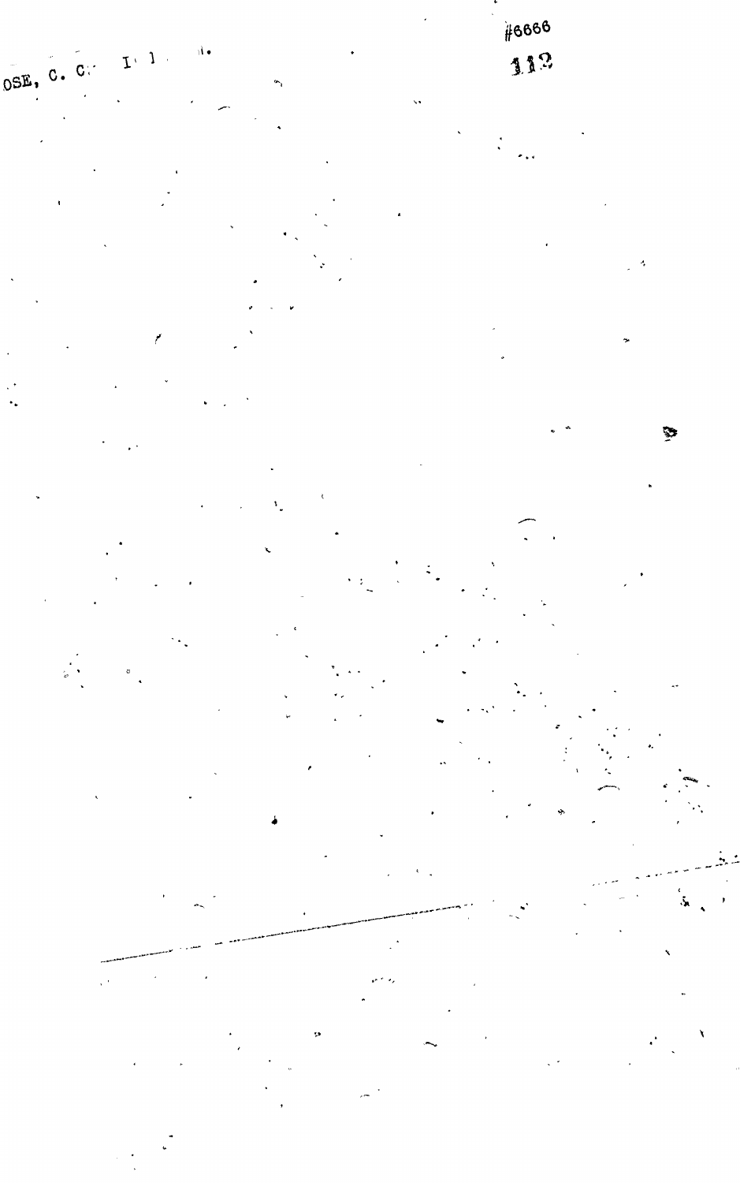OSE, C. C.

#6666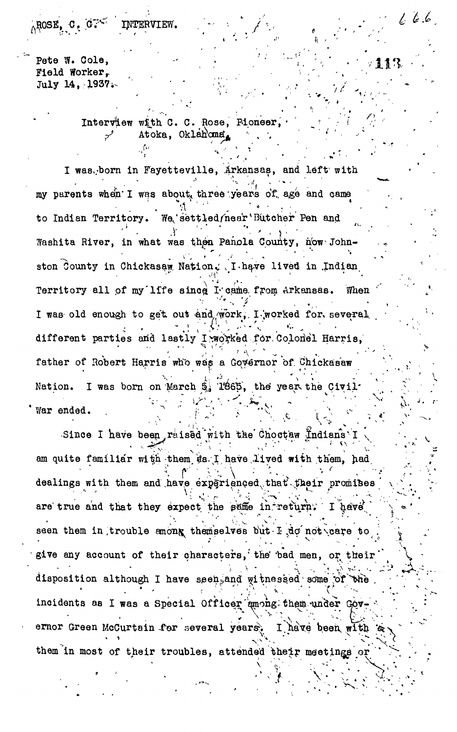ROSE, C. C. INTERVIEW.

Pete W. Cole,
Field Worker,
July 14, 1937.

Interview with C. C. Rose, Pioneer,
Atoka, Oklahoma.

I was born in Fayetteville, Arkansas, and left with my parents when I was about three years of age and came to Indian Territory. We settled near Butcher Pen and Washita River, in what was then Panola County, now Johnston County in Chickasaw Nation. I have lived in Indian Territory all of my life since I came from Arkansas. When I was old enough to get out and work, I worked for several different parties and lastly I worked for Colonel Harris, father of Robert Harris who was a Governor of Chickasaw Nation. I was born on March 5, 1865, the year the Civil War ended.

Since I have been raised with the Choctaw Indians I am quite familiar with them as I have lived with them, had dealings with them and have experienced that their promises are true and that they expect the same in return. I have seen them in trouble among themselves but I do not care to give any account of their characters, the bad men, or their disposition although I have seen and witnessed some of the incidents as I was a Special Officer among them under Governor Green McCurtain for several years. I have been with them in most of their troubles, attended their meetings or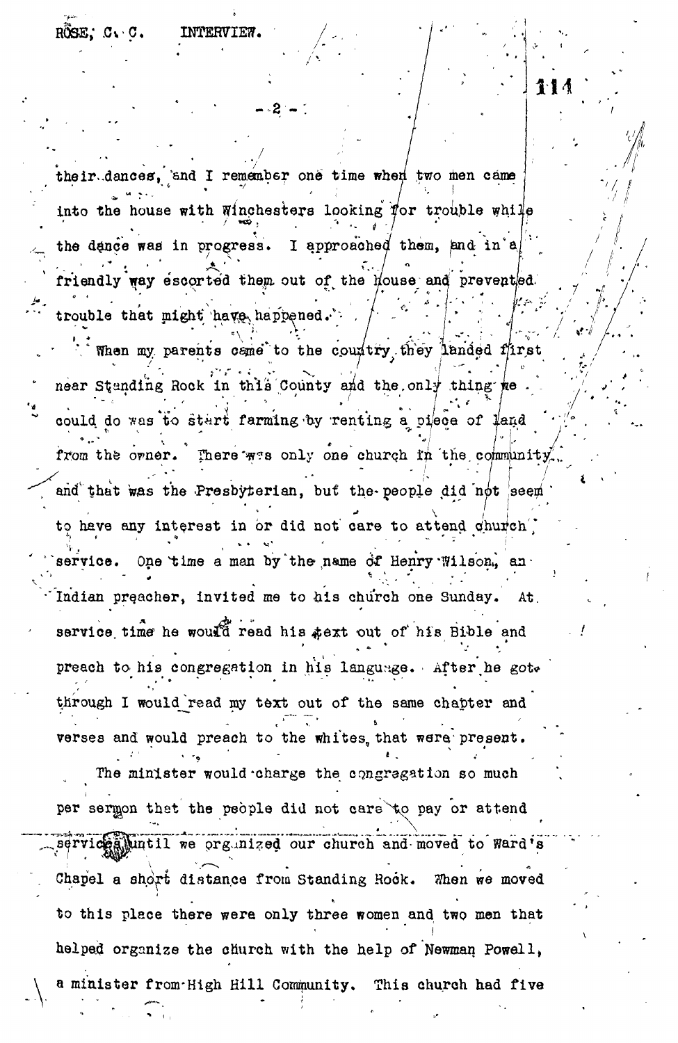their dances, and I remember one time when two men came into the house with Winchesters looking for trouble while the dance was in progress. I approached them, and in a friendly way escorted them out of the House and prevented trouble that might have happened.

When my parents came to the country they landed first near Standing Rock in this County and the only thing we could do was to start farming by renting a piece of land from the owner. There was only one church in the community and that was the Presbyterian, but the people did not seem to have any interest in or did not care to attend church service. One time a man by the name of Henry Wilson, an Indian preacher, invited me to his church one Sunday. At service time he would read his text out of his Bible and preach to his congregation in his language. After he got through I would read my text out of the same chapter and verses and would preach to the whites that were present.

The minister would charge the congregation so much per sermon that the people did not care to pay or attend services until we organized our church and moved to Ward's Chapel a short distance from Standing Rock. When we moved to this place there were only three women and two men that helped organize the church with the help of Newman Powell, a minister from High Hill Community. This church had five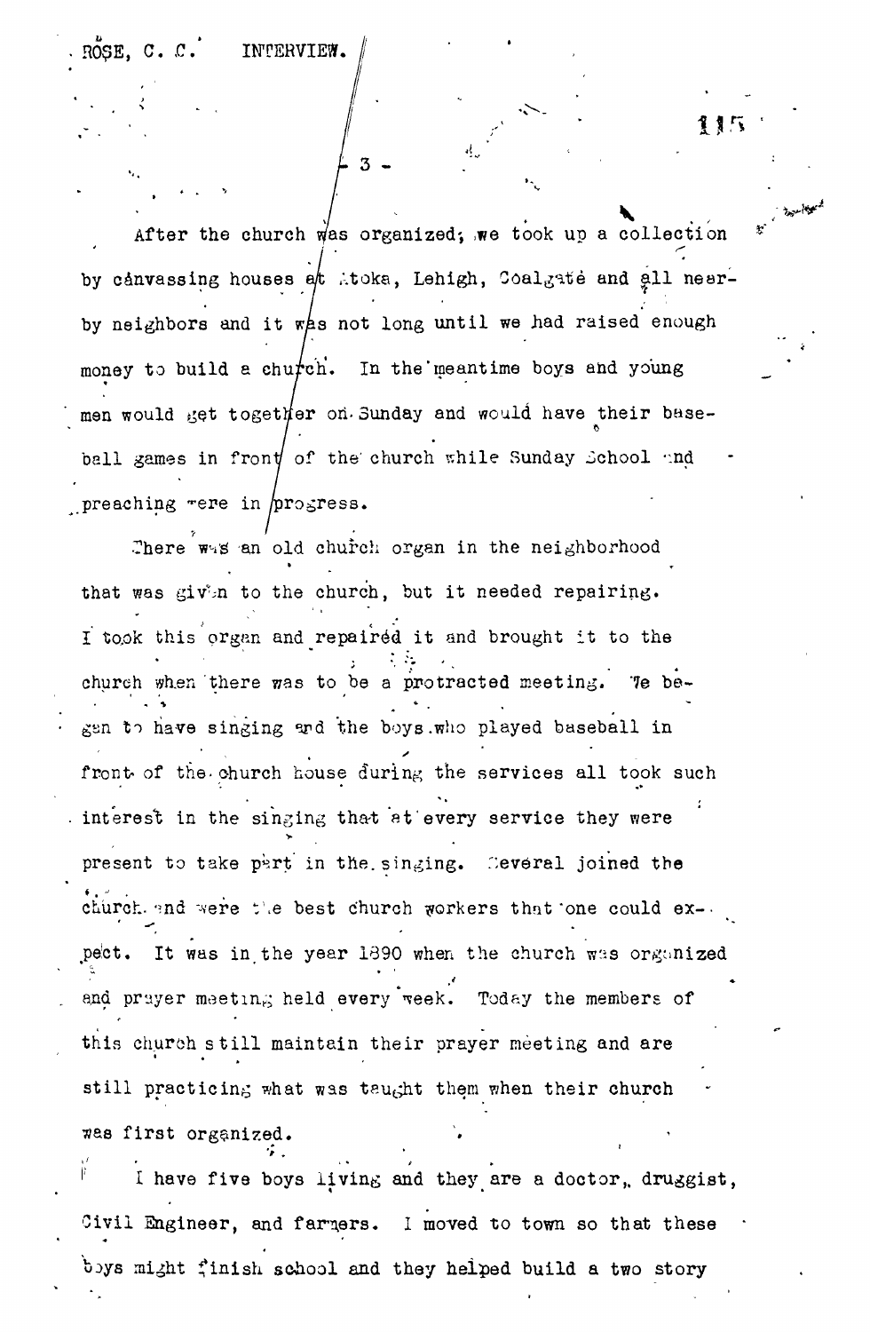After the church was organized, we took up a collection by canvassing houses at Atoka, Lehigh, Coalgate and all nearby neighbors and it was not long until we had raised enough money to build a church. In the meantime boys and young men would get together on Sunday and would have their baseball games in front of the church while Sunday School and preaching were in progress.

There was an old church organ in the neighborhood that was given to the church, but it needed repairing. I took this organ and repaired it and brought it to the church when there was to be a protracted meeting. We began to have singing and the boys who played baseball in front of the church house during the services all took such interest in the singing that at every service they were present to take part in the singing. Several joined the church and were the best church workers that one could expect. It was in the year 1890 when the church was organized and prayer meeting held every week. Today the members of this church still maintain their prayer meeting and are still practicing what was taught them when their church was first organized.

I have five boys living and they are a doctor, druggist, Civil Engineer, and farmers. I moved to town so that these boys might finish school and they helped build a two story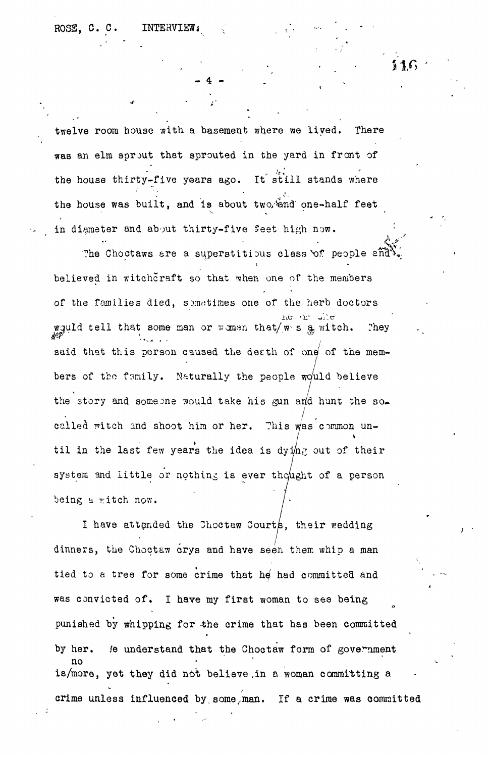twelve room house with a basement where we lived. There was an elm sprout that sprouted in the yard in front of the house thirty-five years ago. It still stands where the house was built, and is about two and one-half feet in diameter and about thirty-five feet high now.

The Choctaws are a superstitious class of people and believed in witchcraft so that when one of the members of the families died, sometimes one of the herb doctors would tell that some man or woman that was a witch. They said that this person caused the death of one of the members of the family. Naturally the people would believe the story and someone would take his gun and hunt the so-called witch and shoot him or her. This was common until in the last few years the idea is dying out of their system and little or nothing is ever thought of a person being a witch now.

I have attended the Choctaw Courts, their wedding dinners, the Choctaw crys and have seen them whip a man tied to a tree for some crime that he had committed and was convicted of. I have my first woman to see being punished by whipping for the crime that has been committed by her. We understand that the Choctaw form of government is no more, yet they did not believe in a woman committing a crime unless influenced by some man. If a crime was committed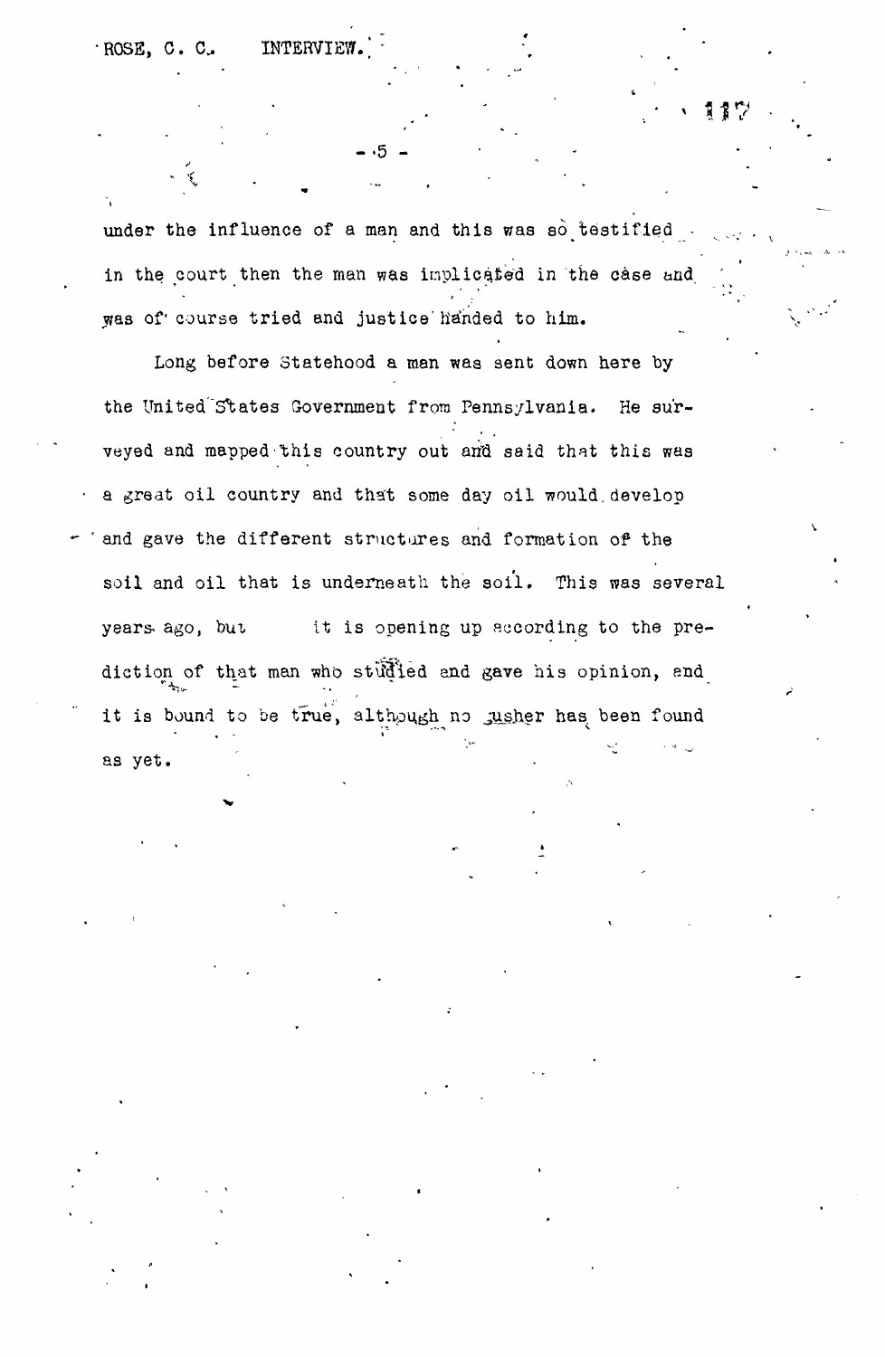under the influence of a man and this was so testified in the court then the man was implicated in the case and was of course tried and justice handed to him.

Long before Statehood a man was sent down here by the United States Government from Pennsylvania. He surveyed and mapped this country out and said that this was a great oil country and that some day oil would develop and gave the different structures and formation of the soil and oil that is underneath the soil. This was several years ago, but it is opening up according to the prediction of that man who studied and gave his opinion, and it is bound to be true, although no gusher has been found as yet.